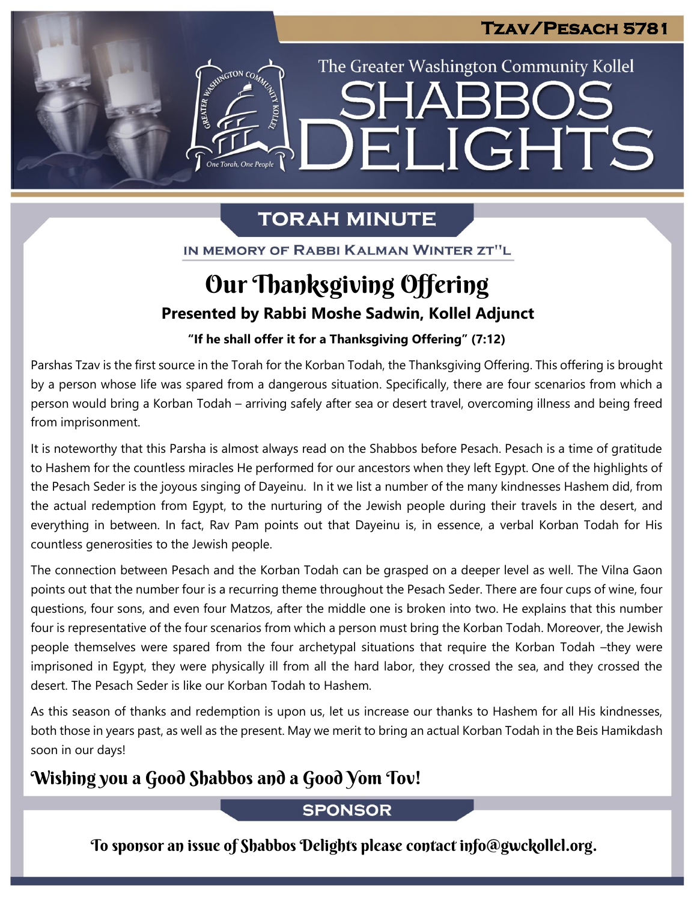Tzav/Pesach 5781

The Greater Washington Community Kollel

# Shabbos Delights

## TORAH MINUTE

IN MEMORY OF RABBI KALMAN WINTER ZT"L

# Our Thanksgiving Offering

### Presented by Rabbi Moshe Sadwin, Kollel Adjunct

**"If he shall offer it for a Thanksgiving Offering" (7:12)**

Parshas Tzav is the first source in the Torah for the Korban Todah, the Thanksgiving Offering. This offering is brought by a person whose life was spared from a dangerous situation. Specifically, there are four scenarios from which a person would bring a Korban Todah – arriving safely after sea or desert travel, overcoming illness and being freed from imprisonment.

It is noteworthy that this Parsha is almost always read on the Shabbos before Pesach. Pesach is a time of gratitude to Hashem for the countless miracles He performed for our ancestors when they left Egypt. One of the highlights of the Pesach Seder is the joyous singing of Dayeinu. In it we list a number of the many kindnesses Hashem did, from the actual redemption from Egypt, to the nurturing of the Jewish people during their travels in the desert, and everything in between. In fact, Rav Pam points out that Dayeinu is, in essence, a verbal Korban Todah for His countless generosities to the Jewish people.

The connection between Pesach and the Korban Todah can be grasped on a deeper level as well. The Vilna Gaon points out that the number four is a recurring theme throughout the Pesach Seder. There are four cups of wine, four questions, four sons, and even four Matzos, after the middle one is broken into two. He explains that this number four is representative of the four scenarios from which a person must bring the Korban Todah. Moreover, the Jewish people themselves were spared from the four archetypal situations that require the Korban Todah –they were imprisoned in Egypt, they were physically ill from all the hard labor, they crossed the sea, and they crossed the desert. The Pesach Seder is like our Korban Todah to Hashem.

As this season of thanks and redemption is upon us, let us increase our thanks to Hashem for all His kindnesses, both those in years past, as well as the present. May we merit to bring an actual Korban Todah in the Beis Hamikdash soon in our days!

### Wishing you a Good Shabbos and a Good Yom Tov!

## SPONSOR

To sponsor an issue of Shabbos Delights please contact info@gwckollel.org.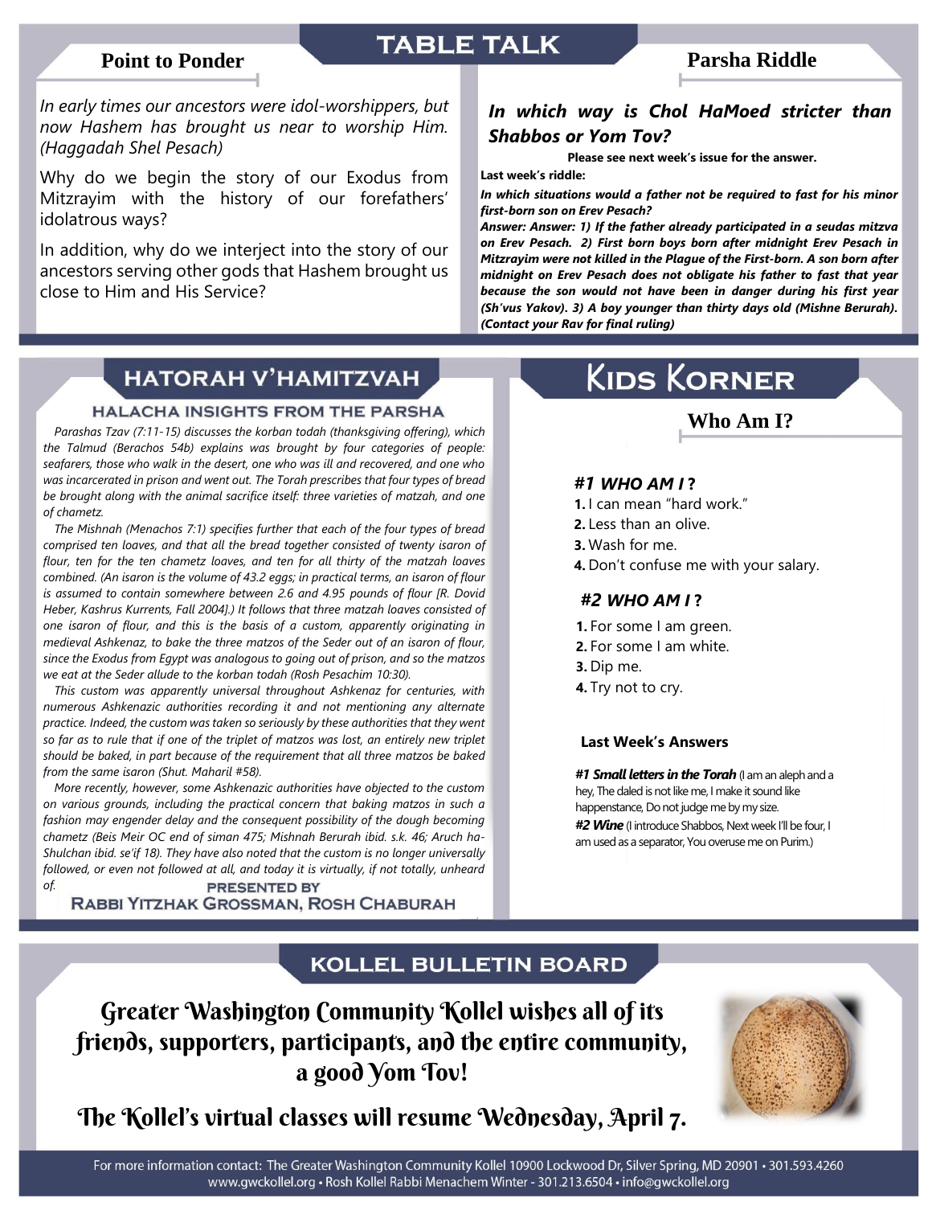# TABLE TALK

## Point to Ponder

*In early times our ancestors were idol-worshippers, but now Hashem has brought us near to worship Him. (Haggadah Shel Pesach)*

Why do we begin the story of our Exodus from Mitzrayim with the history of our forefathers' idolatrous ways?

In addition, why do we interject into the story of our ancestors serving other gods that Hashem brought us close to Him and His Service?

## Parsha Riddle

***In which way is Chol HaMoed stricter than Shabbos or Yom Tov?***

**Please see next week's issue for the answer.**

**Last week's riddle:**

***In which situations would a father not be required to fast for his minor first-born son on Erev Pesach?***

***Answer: Answer: 1) If the father already participated in a seudas mitzva on Erev Pesach. 2) First born boys born after midnight Erev Pesach in Mitzrayim were not killed in the Plague of the First-born. A son born after midnight on Erev Pesach does not obligate his father to fast that year because the son would not have been in danger during his first year (Sh'vus Yakov). 3) A boy younger than thirty days old (Mishne Berurah). (Contact your Rav for final ruling)***

# HATORAH V'HAMITZVAH

## HALACHA INSIGHTS FROM THE PARSHA

*Parashas Tzav (7:11-15) discusses the korban todah (thanksgiving offering), which the Talmud (Berachos 54b) explains was brought by four categories of people: seafarers, those who walk in the desert, one who was ill and recovered, and one who was incarcerated in prison and went out. The Torah prescribes that four types of bread be brought along with the animal sacrifice itself: three varieties of matzah, and one of chametz.*

*The Mishnah (Menachos 7:1) specifies further that each of the four types of bread comprised ten loaves, and that all the bread together consisted of twenty isaron of flour, ten for the ten chametz loaves, and ten for all thirty of the matzah loaves combined. (An isaron is the volume of 43.2 eggs; in practical terms, an isaron of flour is assumed to contain somewhere between 2.6 and 4.95 pounds of flour [R. Dovid Heber, Kashrus Kurrents, Fall 2004].) It follows that three matzah loaves consisted of one isaron of flour, and this is the basis of a custom, apparently originating in medieval Ashkenaz, to bake the three matzos of the Seder out of an isaron of flour, since the Exodus from Egypt was analogous to going out of prison, and so the matzos we eat at the Seder allude to the korban todah (Rosh Pesachim 10:30).*

*This custom was apparently universal throughout Ashkenaz for centuries, with numerous Ashkenazic authorities recording it and not mentioning any alternate practice. Indeed, the custom was taken so seriously by these authorities that they went so far as to rule that if one of the triplet of matzos was lost, an entirely new triplet should be baked, in part because of the requirement that all three matzos be baked from the same isaron (Shut. Maharil #58).*

*More recently, however, some Ashkenazic authorities have objected to the custom on various grounds, including the practical concern that baking matzos in such a fashion may engender delay and the consequent possibility of the dough becoming chametz (Beis Meir OC end of siman 475; Mishnah Berurah ibid. s.k. 46; Aruch ha-Shulchan ibid. se'if 18). They have also noted that the custom is no longer universally followed, or even not followed at all, and today it is virtually, if not totally, unheard of.*

PRESENTED BY
RABBI YITZHAK GROSSMAN, ROSH CHABURAH

# KIDS KORNER

## Who Am I?

### *#1 WHO AM I?*

1. I can mean "hard work."
2. Less than an olive.
3. Wash for me.
4. Don't confuse me with your salary.

### *#2 WHO AM I?*

1. For some I am green.
2. For some I am white.
3. Dip me.
4. Try not to cry.

**Last Week's Answers**

***#1 Small letters in the Torah*** (I am an aleph and a hey, The daled is not like me, I make it sound like happenstance, Do not judge me by my size.

***#2 Wine*** (I introduce Shabbos, Next week I'll be four, I am used as a separator, You overuse me on Purim.)

# KOLLEL BULLETIN BOARD

**Greater Washington Community Kollel wishes all of its friends, supporters, participants, and the entire community, a good Yom Tov!**

**The Kollel's virtual classes will resume Wednesday, April 7.**

For more information contact: The Greater Washington Community Kollel 10900 Lockwood Dr, Silver Spring, MD 20901 • 301.593.4260
www.gwckollel.org • Rosh Kollel Rabbi Menachem Winter - 301.213.6504 • info@gwckollel.org